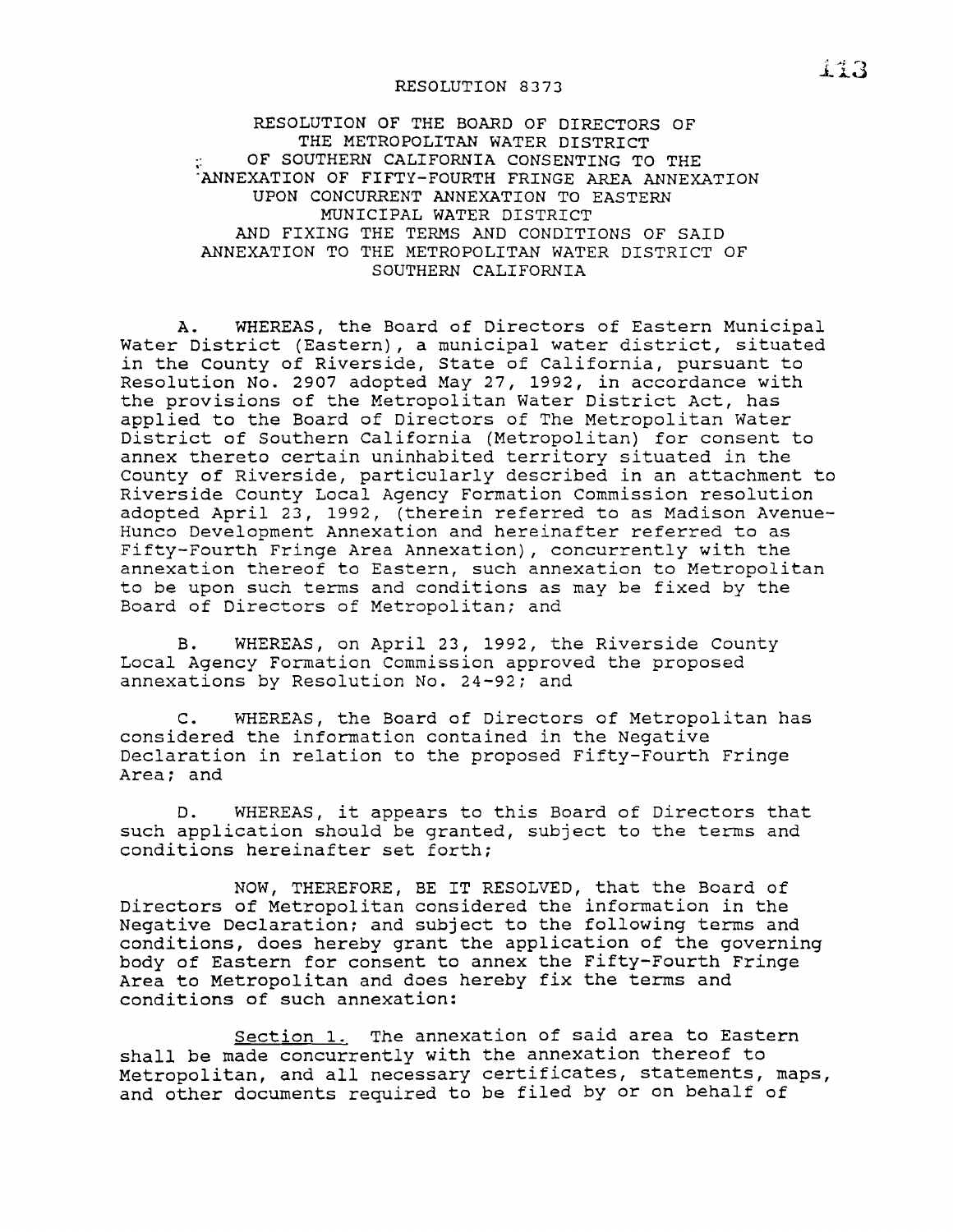# RESOLUTION 8373

## RESOLUTION OF THE BOARD OF DIRECTORS OF THE METROPOLITAN WATER DISTRICT OF SOUTHERN CALIFORNIA CONSENTING TO THE ANNEXATION OF FIFTY-FOURTH FRINGE AREA ANNEXATION UPON CONCURRENT ANNEXATION TO EASTERN MUNICIPAL WATER DISTRICT AND FIXING THE TERMS AND CONDITIONS OF SAID ANNEXATION TO THE METROPOLITAN WATER DISTRICT OF SOUTHERN CALIFORNIA

A. WHEREAS, the Board of Directors of Eastern Municipal Water District (Eastern), a municipal water district, situated in the County of Riverside, State of California, pursuant to Resolution No. 2907 adopted May 27, 1992, in accordance with the provisions of the Metropolitan Water District Act, has applied to the Board of Directors of The Metropolitan Water District of Southern California (Metropolitan) for consent to annex thereto certain uninhabited territory situated in the County of Riverside, particularly described in an attachment to Riverside County Local Agency Formation Commission resolution adopted April 23, 1992, (therein referred to as Madison Avenue-Hunco Development Annexation and hereinafter referred to as Fifty-Fourth Fringe Area Annexation), concurrently with the annexation thereof to Eastern, such annexation to Metropolitan to be upon such terms and conditions as may be fixed by the Board of Directors of Metropolitan; and

B. WHEREAS, on April 23, 1992, the Riverside County Local Agency Formation Commission approved the proposed annexations by Resolution No. 24-92; and

C. WHEREAS, the Board of Directors of Metropolitan has considered the information contained in the Negative Declaration in relation to the proposed Fifty-Fourth Fringe Area; and

D. WHEREAS, it appears to this Board of Directors that such application should be granted, subject to the terms and conditions hereinafter set forth;

NOW, THEREFORE, BE IT RESOLVED, that the Board of Directors of Metropolitan considered the information in the Negative Declaration; and subject to the following terms and conditions, does hereby grant the application of the governing body of Eastern for consent to annex the Fifty-Fourth Fringe Area to Metropolitan and does hereby fix the terms and conditions of such annexation:

Section 1. The annexation of said area to Eastern shall be made concurrently with the annexation thereof to Metropolitan, and all necessary certificates, statements, maps, and other documents required to be filed by or on behalf of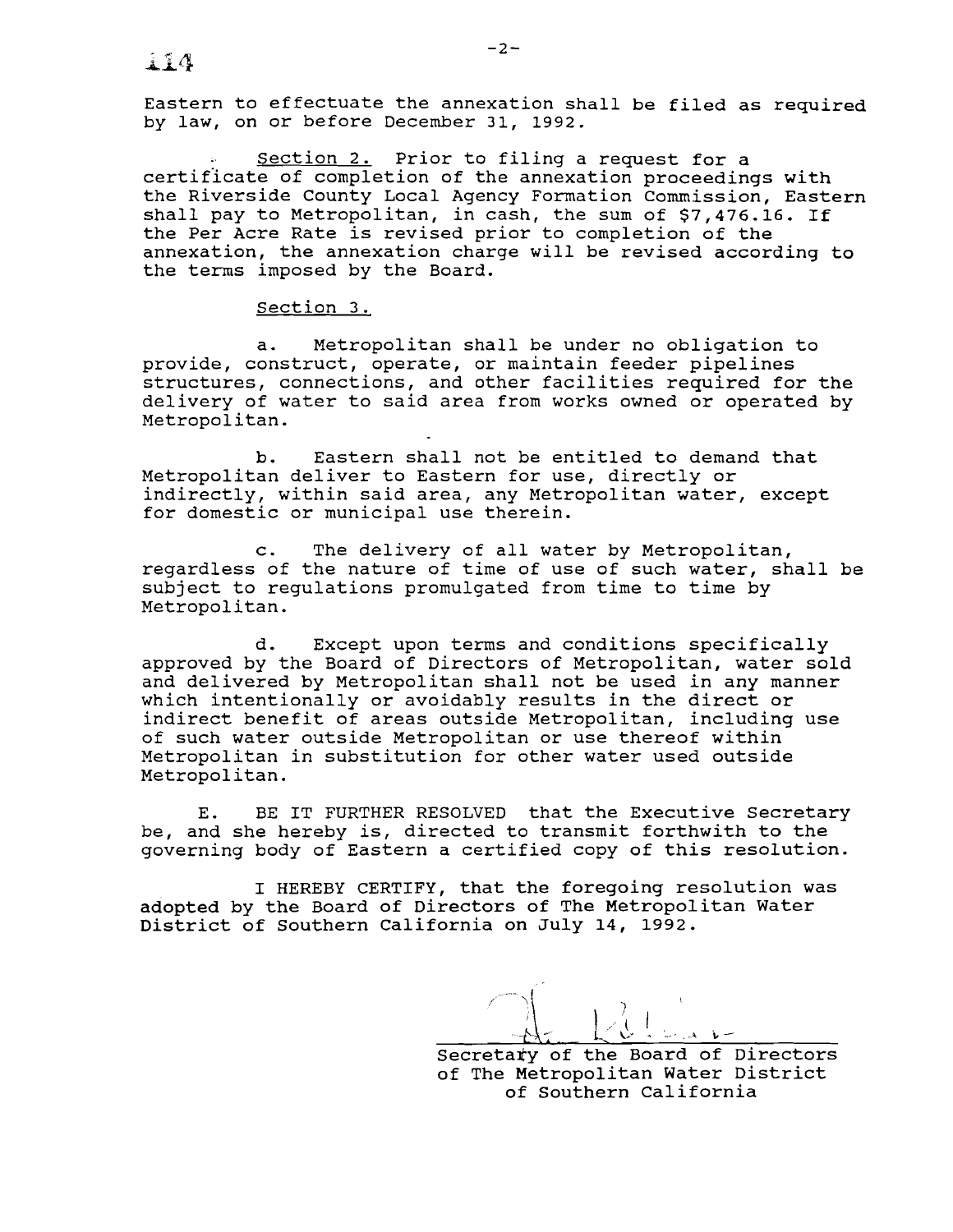Eastern to effectuate the annexation shall be filed as required by law, on or before December 31, 1992.

Section 2. Prior to filing a request for a certificate of completion of the annexation proceedings with the Riverside County Local Agency Formation Commission, Eastern shall pay to Metropolitan, in cash, the sum of $7,476.16. If the Per Acre Rate is revised prior to completion of the annexation, the annexation charge will be revised according to the terms imposed by the Board.

Section 3.

a. Metropolitan shall be under no obligation to provide, construct, operate, or maintain feeder pipelines structures, connections, and other facilities required for the delivery of water to said area from works owned or operated by Metropolitan.

b. Eastern shall not be entitled to demand that Metropolitan deliver to Eastern for use, directly or indirectly, within said area, any Metropolitan water, except for domestic or municipal use therein.

c. The delivery of all water by Metropolitan, regardless of the nature of time of use of such water, shall be subject to regulations promulgated from time to time by Metropolitan.

d. Except upon terms and conditions specifically approved by the Board of Directors of Metropolitan, water sold and delivered by Metropolitan shall not be used in any manner which intentionally or avoidably results in the direct or indirect benefit of areas outside Metropolitan, including use of such water outside Metropolitan or use thereof within Metropolitan in substitution for other water used outside Metropolitan.

E. BE IT FURTHER RESOLVED that the Executive Secretary be, and she hereby is, directed to transmit forthwith to the governing body of Eastern a certified copy of this resolution.

I HEREBY CERTIFY, that the foregoing resolution was adopted by the Board of Directors of The Metropolitan Water District of Southern California on July 14, 1992.

Secretary of the Board of Directors
of The Metropolitan Water District
of Southern California